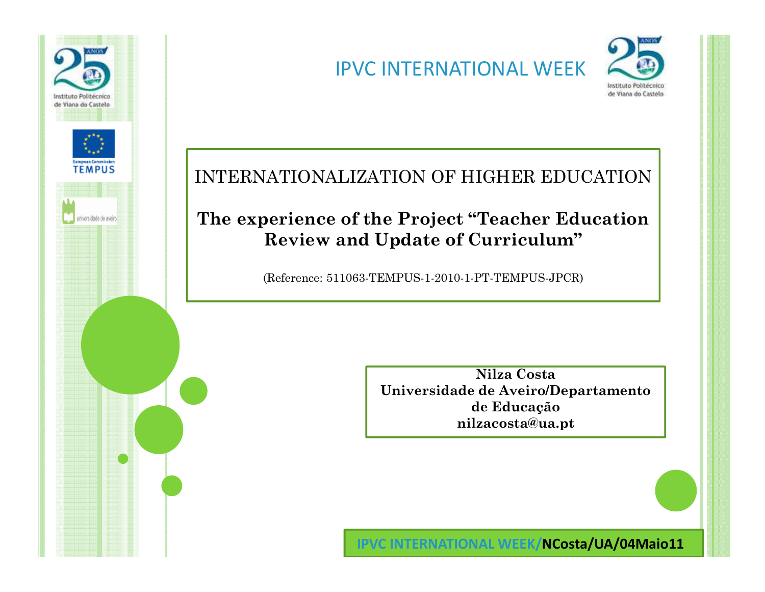IPVC INTERNATIONAL WEEK

# INTERNATIONALIZATION OF HIGHER EDUCATION

## The experience of the Project "Teacher Education Review and Update of Curriculum"

(Reference: 511063-TEMPUS-1-2010-1-PT-TEMPUS-JPCR)

**Nilza Costa**
**Universidade de Aveiro/Departamento de Educação**
**nilzacosta@ua.pt**

IPVC INTERNATIONAL WEEK/**NCosta/UA/04Maio11**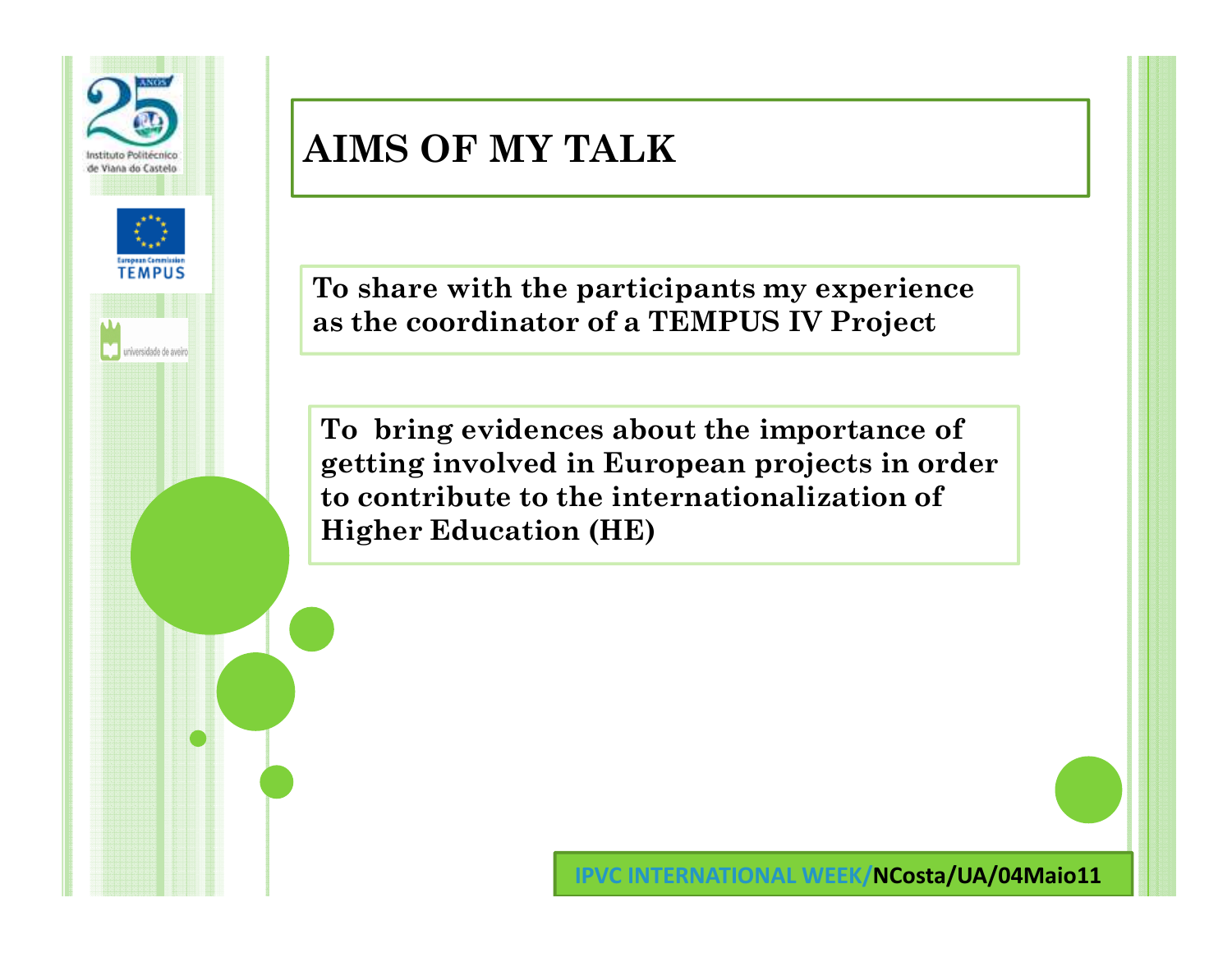# AIMS OF MY TALK

To share with the participants my experience as the coordinator of a TEMPUS IV Project

To bring evidences about the importance of getting involved in European projects in order to contribute to the internationalization of Higher Education (HE)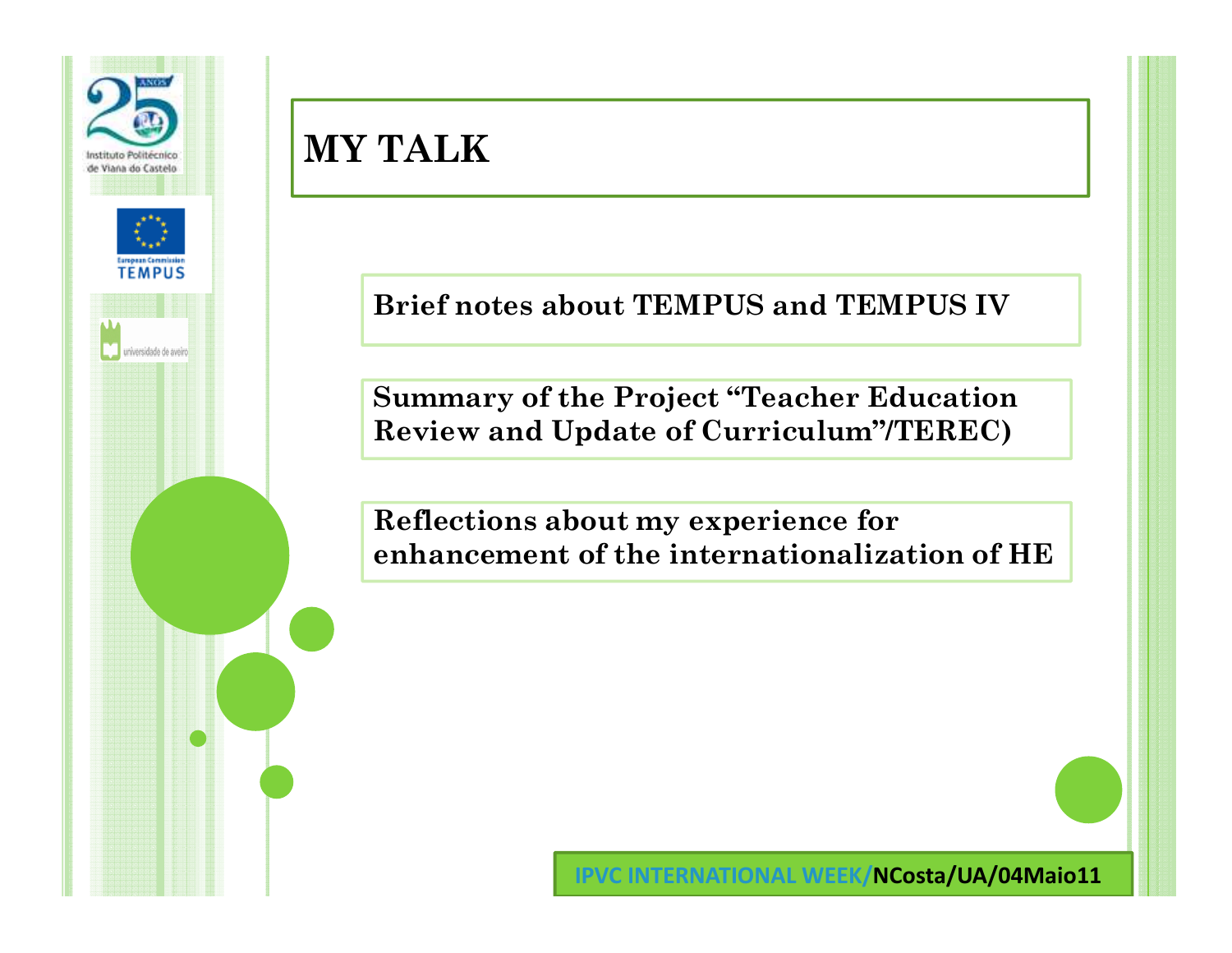# MY TALK

**Brief notes about TEMPUS and TEMPUS IV**

**Summary of the Project "Teacher Education Review and Update of Curriculum"/TEREC)**

**Reflections about my experience for enhancement of the internationalization of HE**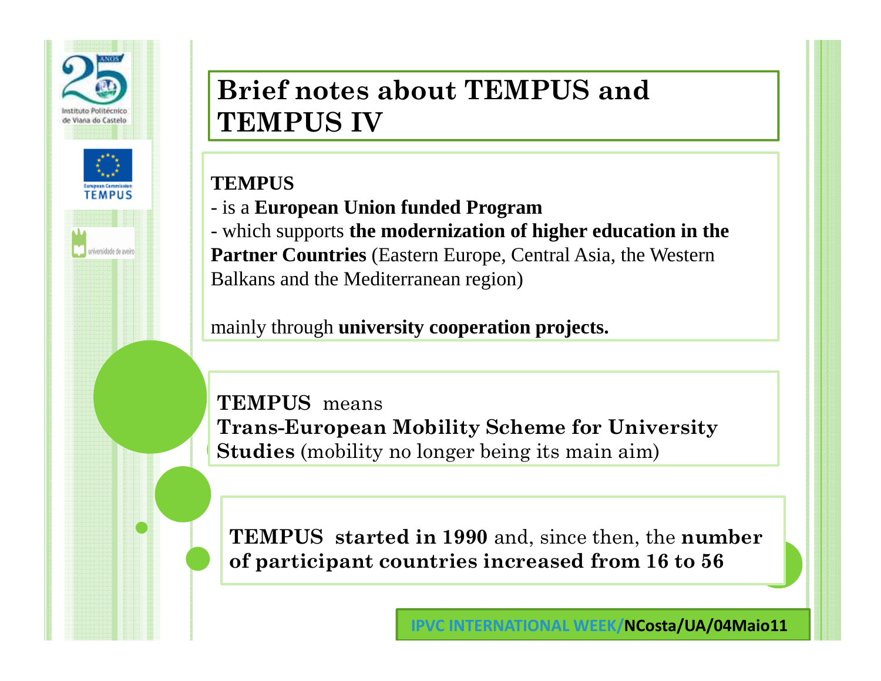# Brief notes about TEMPUS and TEMPUS IV

**TEMPUS**

- is a **European Union funded Program**
- which supports **the modernization of higher education in the Partner Countries** (Eastern Europe, Central Asia, the Western Balkans and the Mediterranean region)

mainly through **university cooperation projects.**

**TEMPUS** means
**Trans-European Mobility Scheme for University Studies** (mobility no longer being its main aim)

**TEMPUS started in 1990** and, since then, the **number of participant countries increased from 16 to 56**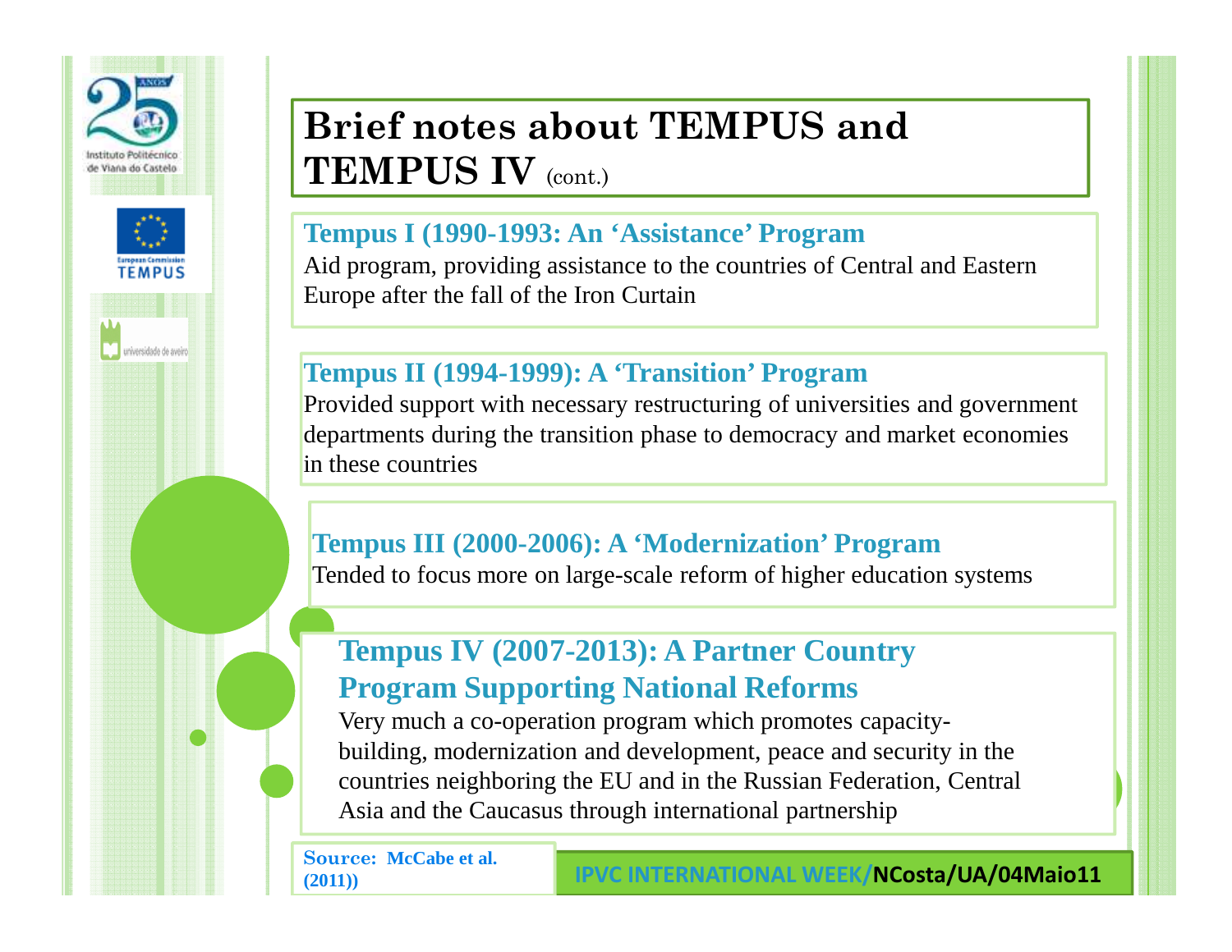# Brief notes about TEMPUS and TEMPUS IV (cont.)

### Tempus I (1990-1993: An 'Assistance' Program

Aid program, providing assistance to the countries of Central and Eastern Europe after the fall of the Iron Curtain

### Tempus II (1994-1999): A 'Transition' Program

Provided support with necessary restructuring of universities and government departments during the transition phase to democracy and market economies in these countries

### Tempus III (2000-2006): A 'Modernization' Program

Tended to focus more on large-scale reform of higher education systems

### Tempus IV (2007-2013): A Partner Country Program Supporting National Reforms

Very much a co-operation program which promotes capacity-building, modernization and development, peace and security in the countries neighboring the EU and in the Russian Federation, Central Asia and the Caucasus through international partnership

**Source: McCabe et al. (2011))**

IPVC INTERNATIONAL WEEK/NCosta/UA/04Maio11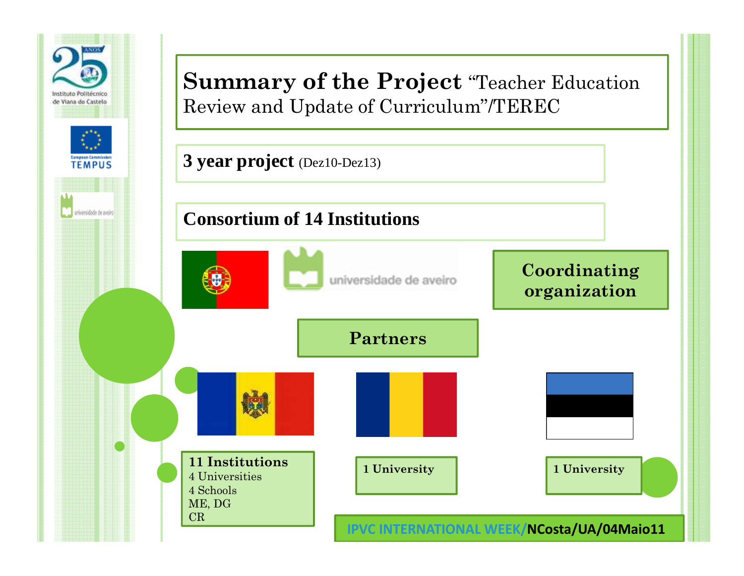# **Summary of the Project** "Teacher Education Review and Update of Curriculum"/TEREC

**3 year project** (Dez10-Dez13)

**Consortium of 14 Institutions**

universidade de aveiro

**Coordinating organization**

**Partners**

**11 Institutions**
4 Universities
4 Schools
ME, DG
CR

**1 University**

**1 University**

IPVC INTERNATIONAL WEEK/**NCosta/UA/04Maio11**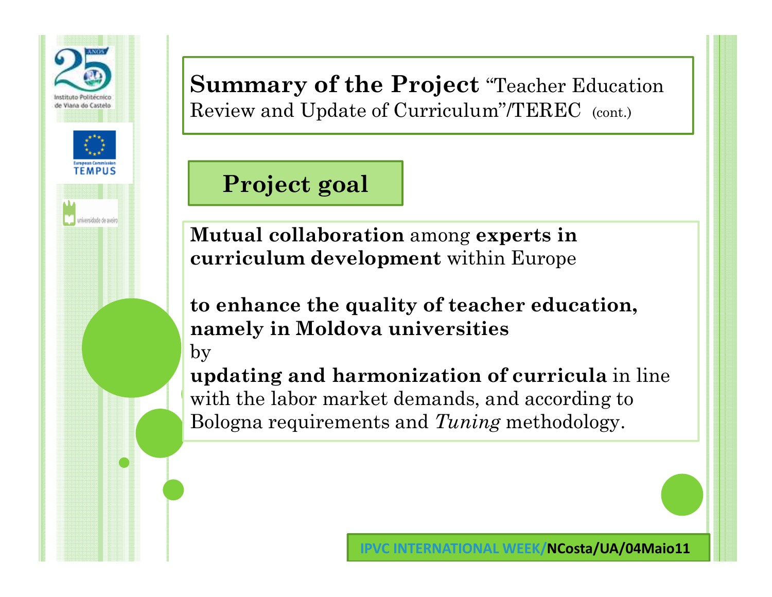## **Summary of the Project** "Teacher Education Review and Update of Curriculum"/TEREC (cont.)

### Project goal

**Mutual collaboration** among **experts in curriculum development** within Europe

**to enhance the quality of teacher education, namely in Moldova universities**
by
**updating and harmonization of curricula** in line with the labor market demands, and according to Bologna requirements and *Tuning* methodology.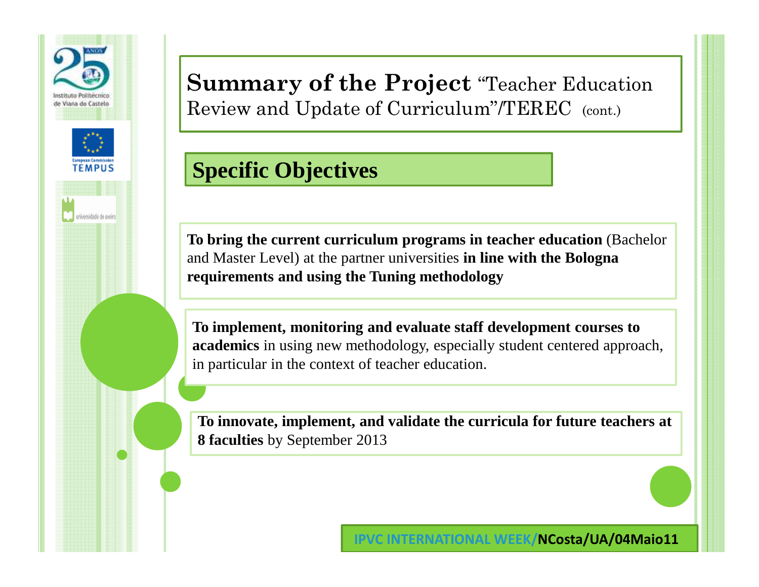# **Summary of the Project** "Teacher Education Review and Update of Curriculum"/TEREC (cont.)

## Specific Objectives

**To bring the current curriculum programs in teacher education** (Bachelor and Master Level) at the partner universities **in line with the Bologna requirements and using the Tuning methodology**

**To implement, monitoring and evaluate staff development courses to academics** in using new methodology, especially student centered approach, in particular in the context of teacher education.

**To innovate, implement, and validate the curricula for future teachers at 8 faculties** by September 2013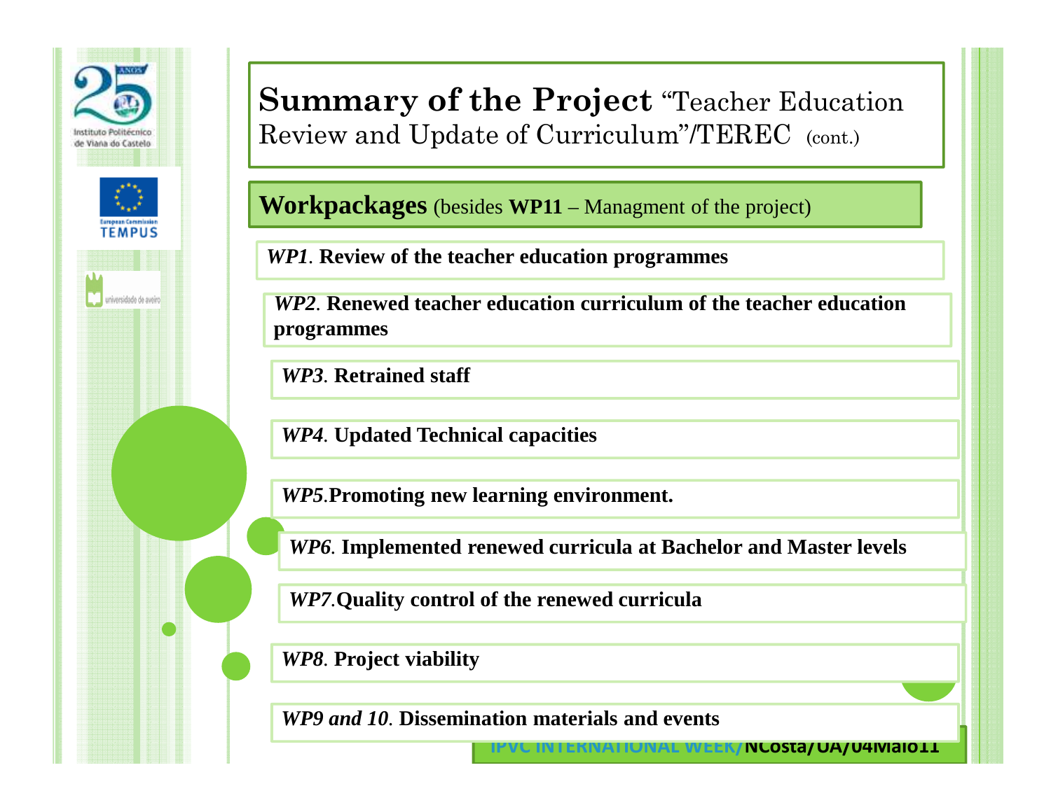# **Summary of the Project** "Teacher Education Review and Update of Curriculum"/TEREC (cont.)

## **Workpackages** (besides **WP11** – Managment of the project)

***WP1*. Review of the teacher education programmes**

***WP2*. Renewed teacher education curriculum of the teacher education programmes**

***WP3*. Retrained staff**

***WP4*. Updated Technical capacities**

***WP5*.Promoting new learning environment.**

***WP6*. Implemented renewed curricula at Bachelor and Master levels**

***WP7*.Quality control of the renewed curricula**

***WP8*. Project viability**

***WP9 and 10*. Dissemination materials and events**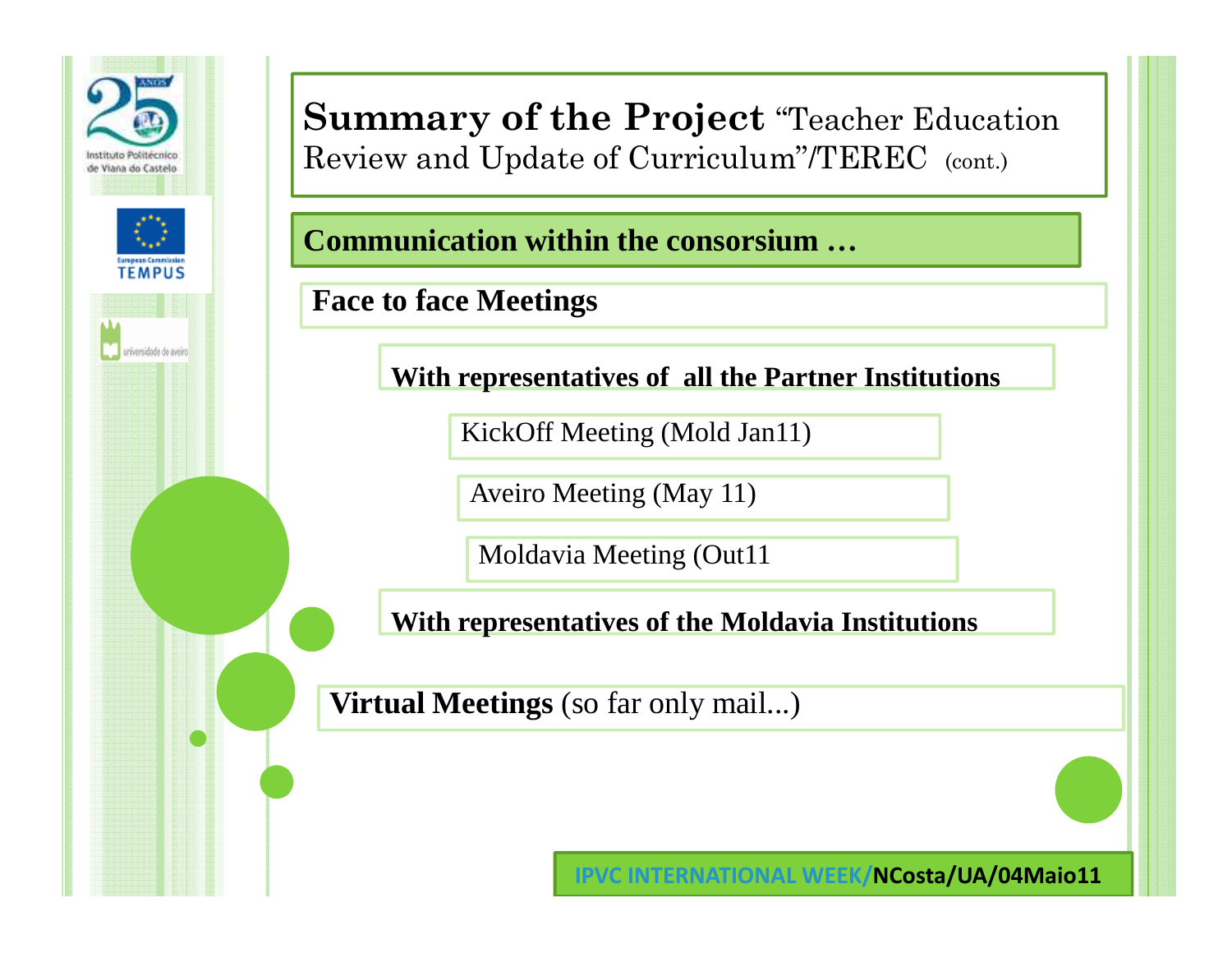# **Summary of the Project** "Teacher Education Review and Update of Curriculum"/TEREC (cont.)

## Communication within the consorsium …

### Face to face Meetings

**With representatives of all the Partner Institutions**

- KickOff Meeting (Mold Jan11)
- Aveiro Meeting (May 11)
- Moldavia Meeting (Out11

**With representatives of the Moldavia Institutions**

**Virtual Meetings** (so far only mail...)

IPVC INTERNATIONAL WEEK/NCosta/UA/04Maio11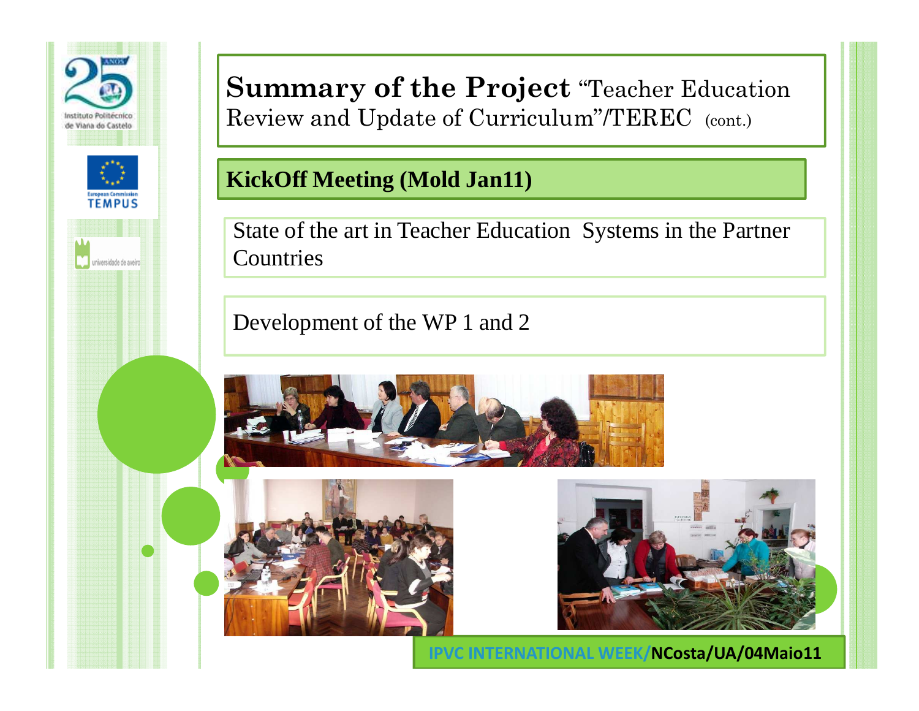# **Summary of the Project** "Teacher Education Review and Update of Curriculum"/TEREC (cont.)

## KickOff Meeting (Mold Jan11)

State of the art in Teacher Education Systems in the Partner Countries

Development of the WP 1 and 2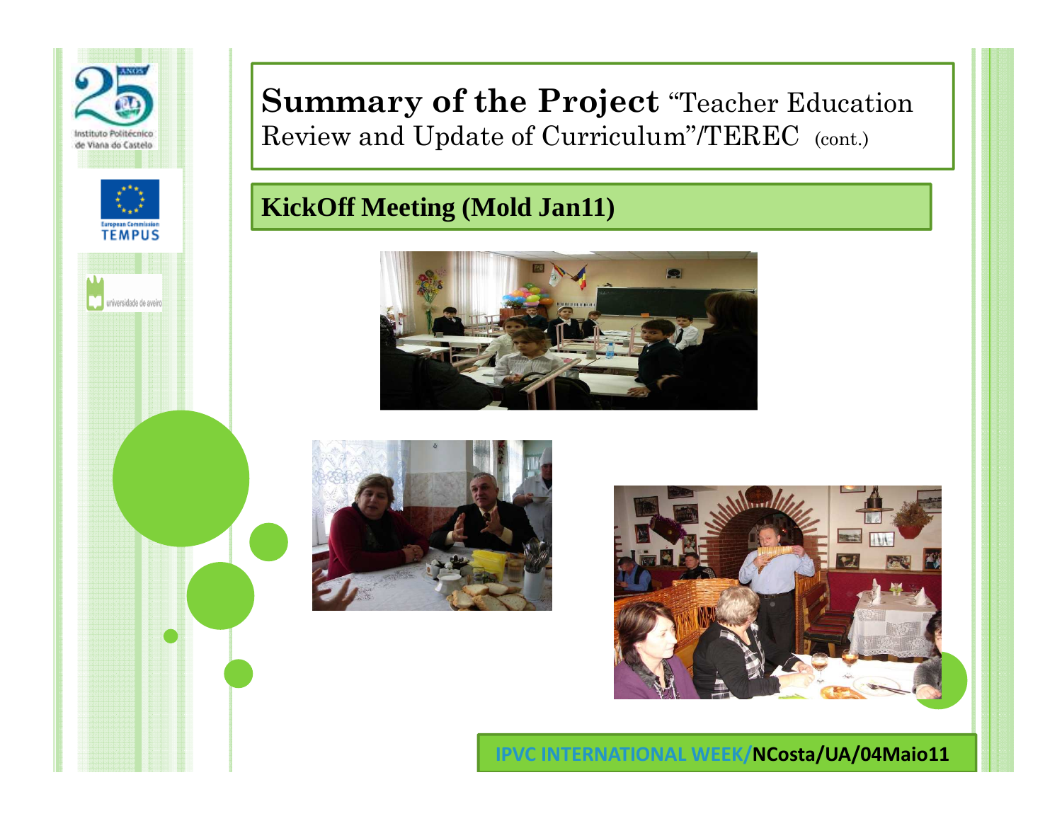# **Summary of the Project** "Teacher Education Review and Update of Curriculum"/TEREC (cont.)

## KickOff Meeting (Mold Jan11)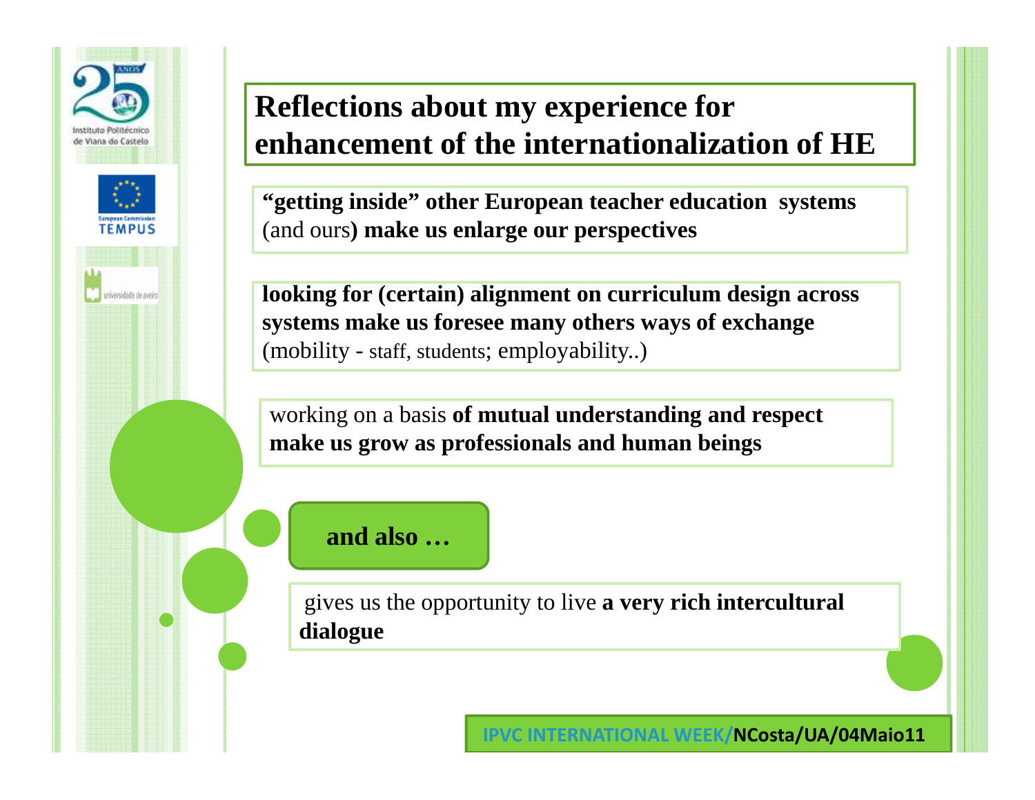# Reflections about my experience for enhancement of the internationalization of HE

**"getting inside" other European teacher education systems** (and ours**) make us enlarge our perspectives**

**looking for (certain) alignment on curriculum design across systems make us foresee many others ways of exchange** (mobility - staff, students; employability..)

working on a basis **of mutual understanding and respect make us grow as professionals and human beings**

**and also …**

gives us the opportunity to live **a very rich intercultural dialogue**

IPVC INTERNATIONAL WEEK/**NCosta/UA/04Maio11**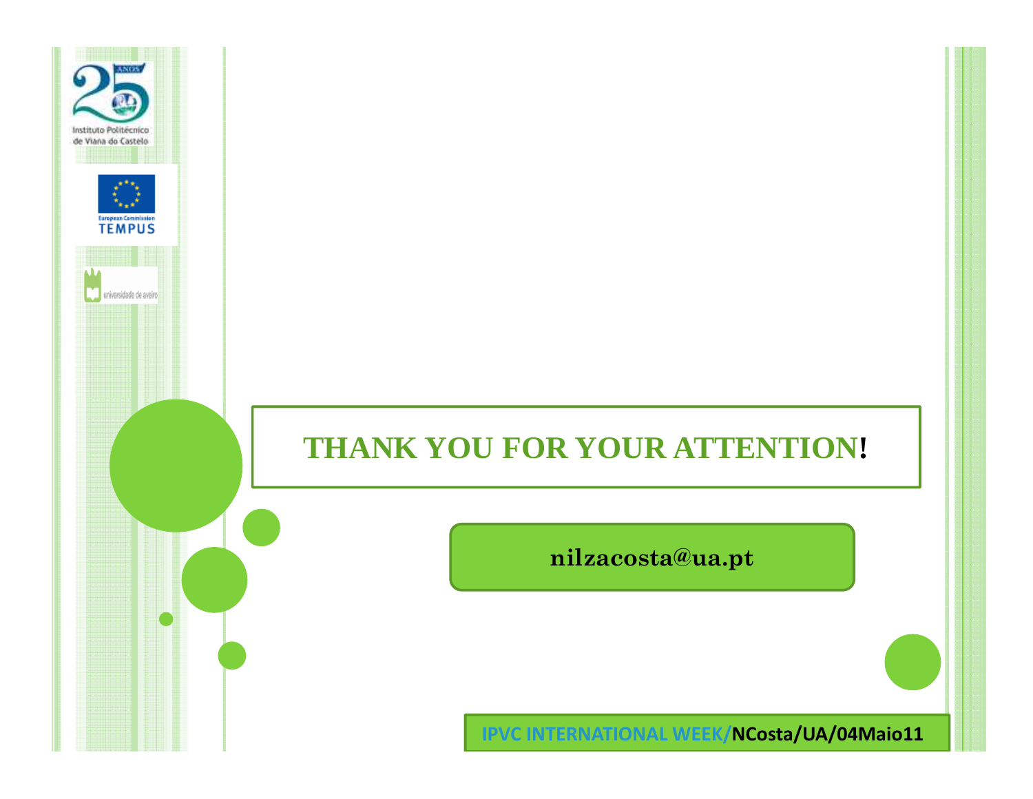# THANK YOU FOR YOUR ATTENTION!

nilzacosta@ua.pt

IPVC INTERNATIONAL WEEK/NCosta/UA/04Maio11